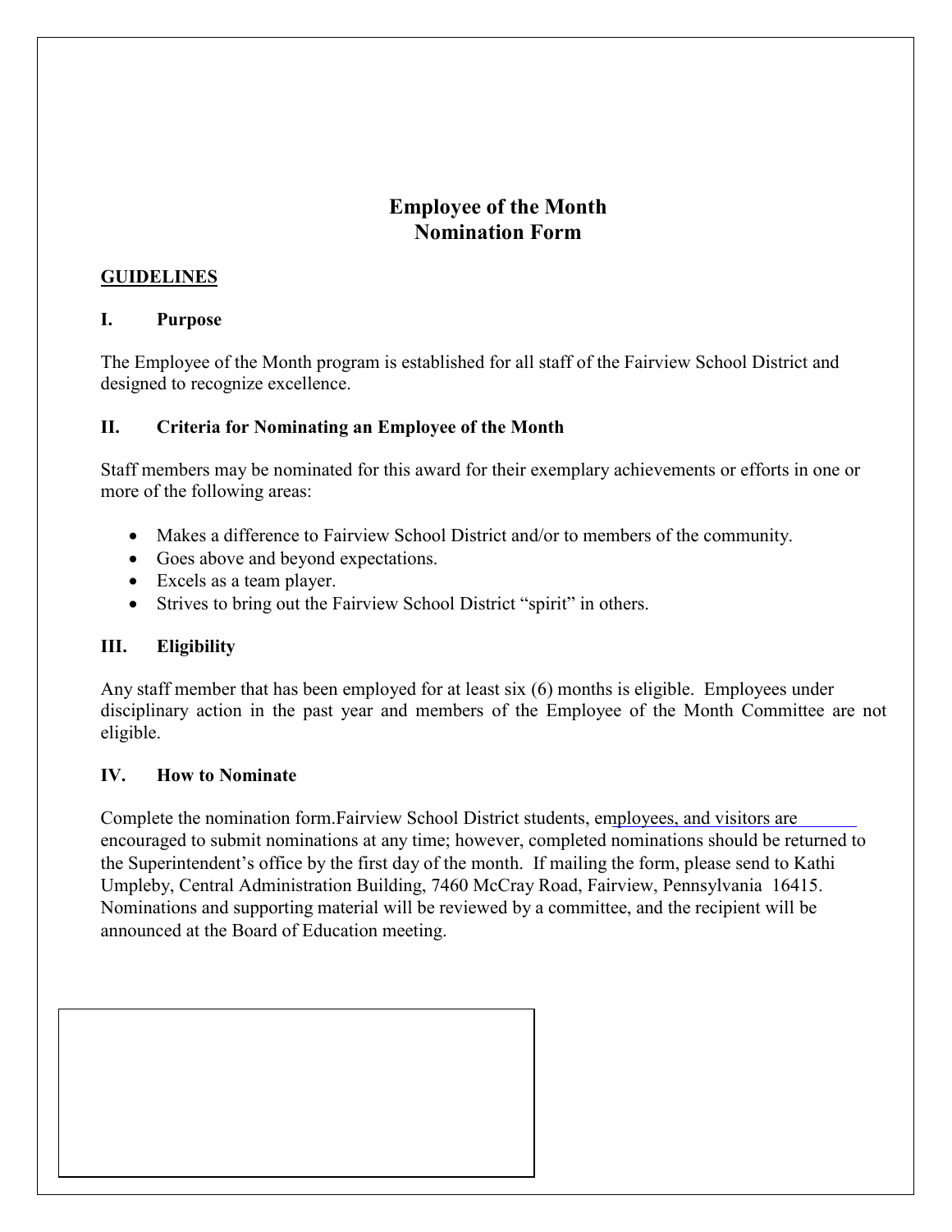# Employee of the Month
# Nomination Form

## GUIDELINES

### I. Purpose

The Employee of the Month program is established for all staff of the Fairview School District and designed to recognize excellence.

### II. Criteria for Nominating an Employee of the Month

Staff members may be nominated for this award for their exemplary achievements or efforts in one or more of the following areas:

- Makes a difference to Fairview School District and/or to members of the community.
- Goes above and beyond expectations.
- Excels as a team player.
- Strives to bring out the Fairview School District "spirit" in others.

### III. Eligibility

Any staff member that has been employed for at least six (6) months is eligible. Employees under disciplinary action in the past year and members of the Employee of the Month Committee are not eligible.

### IV. How to Nominate

Complete the nomination form.Fairview School District students, employees, and visitors are encouraged to submit nominations at any time; however, completed nominations should be returned to the Superintendent's office by the first day of the month. If mailing the form, please send to Kathi Umpleby, Central Administration Building, 7460 McCray Road, Fairview, Pennsylvania 16415. Nominations and supporting material will be reviewed by a committee, and the recipient will be announced at the Board of Education meeting.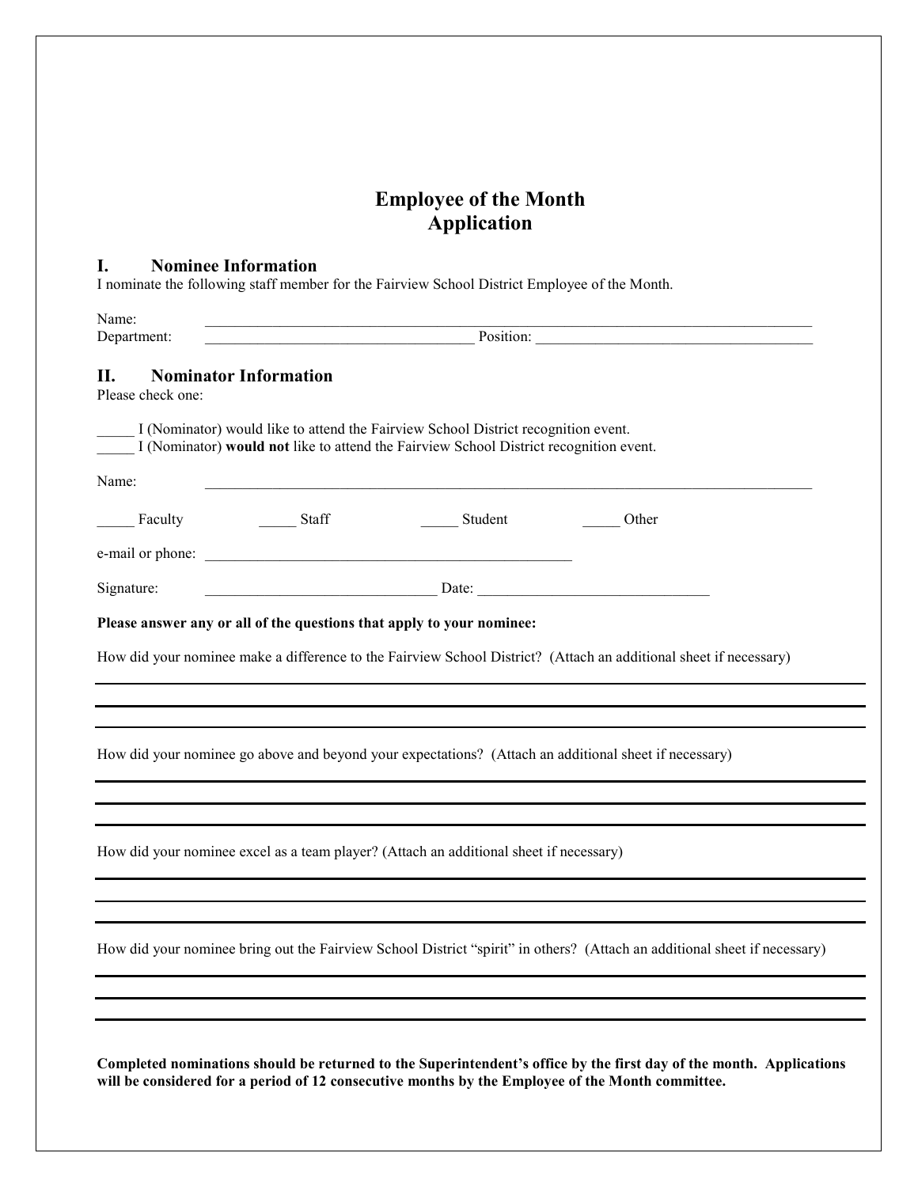# Employee of the Month Application

## I. Nominee Information

I nominate the following staff member for the Fairview School District Employee of the Month.

Name: ____________________________________________________________________________________

Department: ____________________________________ Position: ______________________________________

## II. Nominator Information

Please check one:

_____ I (Nominator) would like to attend the Fairview School District recognition event.
_____ I (Nominator) **would not** like to attend the Fairview School District recognition event.

Name: ____________________________________________________________________________________

_____ Faculty     _____ Staff     _____ Student     _____ Other

e-mail or phone: __________________________________________________

Signature: _______________________________ Date: _______________________________

**Please answer any or all of the questions that apply to your nominee:**

How did your nominee make a difference to the Fairview School District? (Attach an additional sheet if necessary)

______________________________________________________________________________________________

______________________________________________________________________________________________

______________________________________________________________________________________________

How did your nominee go above and beyond your expectations? (Attach an additional sheet if necessary)

______________________________________________________________________________________________

______________________________________________________________________________________________

______________________________________________________________________________________________

How did your nominee excel as a team player? (Attach an additional sheet if necessary)

______________________________________________________________________________________________

______________________________________________________________________________________________

______________________________________________________________________________________________

How did your nominee bring out the Fairview School District "spirit" in others? (Attach an additional sheet if necessary)

______________________________________________________________________________________________

______________________________________________________________________________________________

______________________________________________________________________________________________

**Completed nominations should be returned to the Superintendent's office by the first day of the month. Applications will be considered for a period of 12 consecutive months by the Employee of the Month committee.**